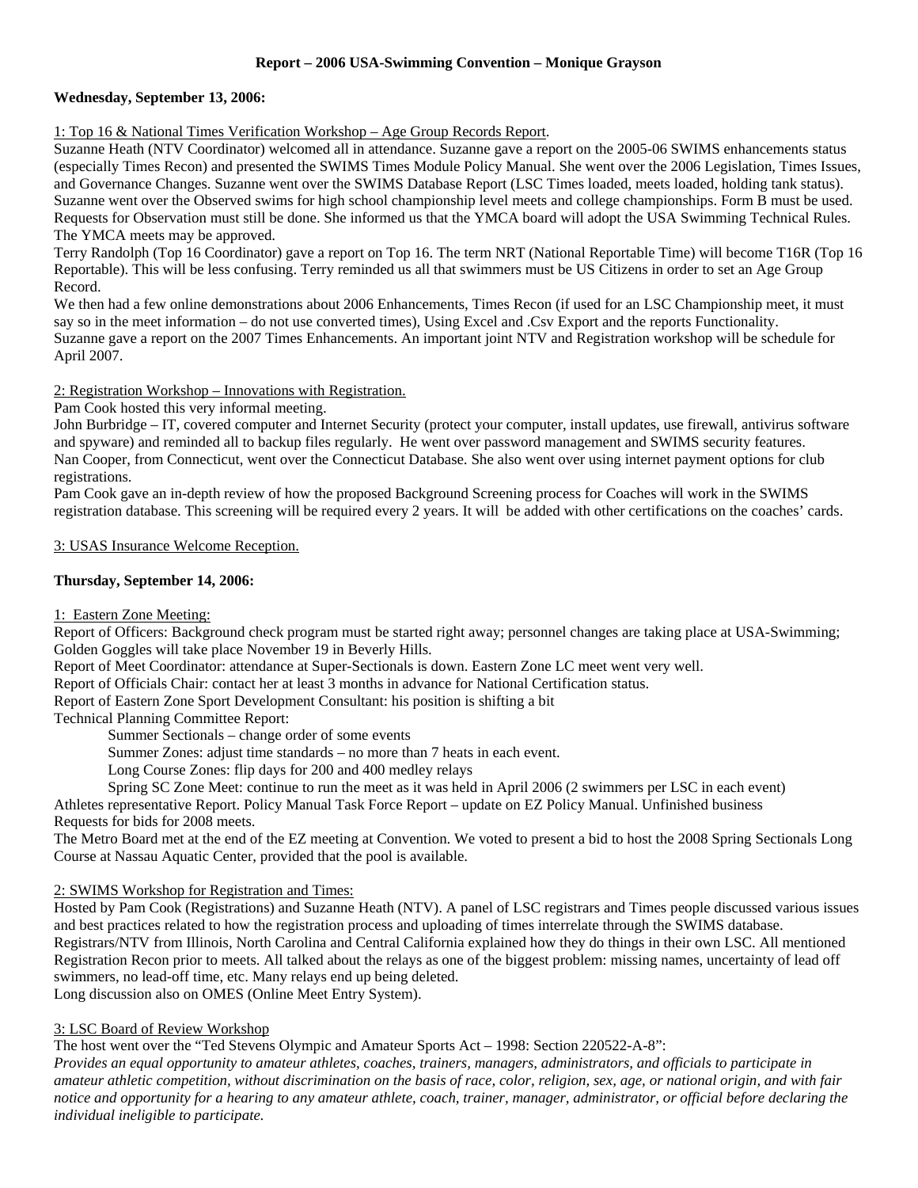**Report – 2006 USA-Swimming Convention – Monique Grayson**

**Wednesday, September 13, 2006:**

1: Top 16 & National Times Verification Workshop – Age Group Records Report.

Suzanne Heath (NTV Coordinator) welcomed all in attendance. Suzanne gave a report on the 2005-06 SWIMS enhancements status (especially Times Recon) and presented the SWIMS Times Module Policy Manual. She went over the 2006 Legislation, Times Issues, and Governance Changes. Suzanne went over the SWIMS Database Report (LSC Times loaded, meets loaded, holding tank status). Suzanne went over the Observed swims for high school championship level meets and college championships. Form B must be used. Requests for Observation must still be done. She informed us that the YMCA board will adopt the USA Swimming Technical Rules. The YMCA meets may be approved.

Terry Randolph (Top 16 Coordinator) gave a report on Top 16. The term NRT (National Reportable Time) will become T16R (Top 16 Reportable). This will be less confusing. Terry reminded us all that swimmers must be US Citizens in order to set an Age Group Record.

We then had a few online demonstrations about 2006 Enhancements, Times Recon (if used for an LSC Championship meet, it must say so in the meet information – do not use converted times), Using Excel and .Csv Export and the reports Functionality.

Suzanne gave a report on the 2007 Times Enhancements. An important joint NTV and Registration workshop will be schedule for April 2007.

2: Registration Workshop – Innovations with Registration.

Pam Cook hosted this very informal meeting.

John Burbridge – IT, covered computer and Internet Security (protect your computer, install updates, use firewall, antivirus software and spyware) and reminded all to backup files regularly. He went over password management and SWIMS security features.

Nan Cooper, from Connecticut, went over the Connecticut Database. She also went over using internet payment options for club registrations.

Pam Cook gave an in-depth review of how the proposed Background Screening process for Coaches will work in the SWIMS registration database. This screening will be required every 2 years. It will be added with other certifications on the coaches' cards.

3: USAS Insurance Welcome Reception.

**Thursday, September 14, 2006:**

1: Eastern Zone Meeting:

Report of Officers: Background check program must be started right away; personnel changes are taking place at USA-Swimming; Golden Goggles will take place November 19 in Beverly Hills.

Report of Meet Coordinator: attendance at Super-Sectionals is down. Eastern Zone LC meet went very well.

Report of Officials Chair: contact her at least 3 months in advance for National Certification status.

Report of Eastern Zone Sport Development Consultant: his position is shifting a bit

Technical Planning Committee Report:

- Summer Sectionals – change order of some events
- Summer Zones: adjust time standards – no more than 7 heats in each event.
- Long Course Zones: flip days for 200 and 400 medley relays
- Spring SC Zone Meet: continue to run the meet as it was held in April 2006 (2 swimmers per LSC in each event)

Athletes representative Report. Policy Manual Task Force Report – update on EZ Policy Manual. Unfinished business

Requests for bids for 2008 meets.

The Metro Board met at the end of the EZ meeting at Convention. We voted to present a bid to host the 2008 Spring Sectionals Long Course at Nassau Aquatic Center, provided that the pool is available.

2: SWIMS Workshop for Registration and Times:

Hosted by Pam Cook (Registrations) and Suzanne Heath (NTV). A panel of LSC registrars and Times people discussed various issues and best practices related to how the registration process and uploading of times interrelate through the SWIMS database.

Registrars/NTV from Illinois, North Carolina and Central California explained how they do things in their own LSC. All mentioned Registration Recon prior to meets. All talked about the relays as one of the biggest problem: missing names, uncertainty of lead off swimmers, no lead-off time, etc. Many relays end up being deleted.

Long discussion also on OMES (Online Meet Entry System).

3: LSC Board of Review Workshop

The host went over the "Ted Stevens Olympic and Amateur Sports Act – 1998: Section 220522-A-8":

*Provides an equal opportunity to amateur athletes, coaches, trainers, managers, administrators, and officials to participate in amateur athletic competition, without discrimination on the basis of race, color, religion, sex, age, or national origin, and with fair notice and opportunity for a hearing to any amateur athlete, coach, trainer, manager, administrator, or official before declaring the individual ineligible to participate.*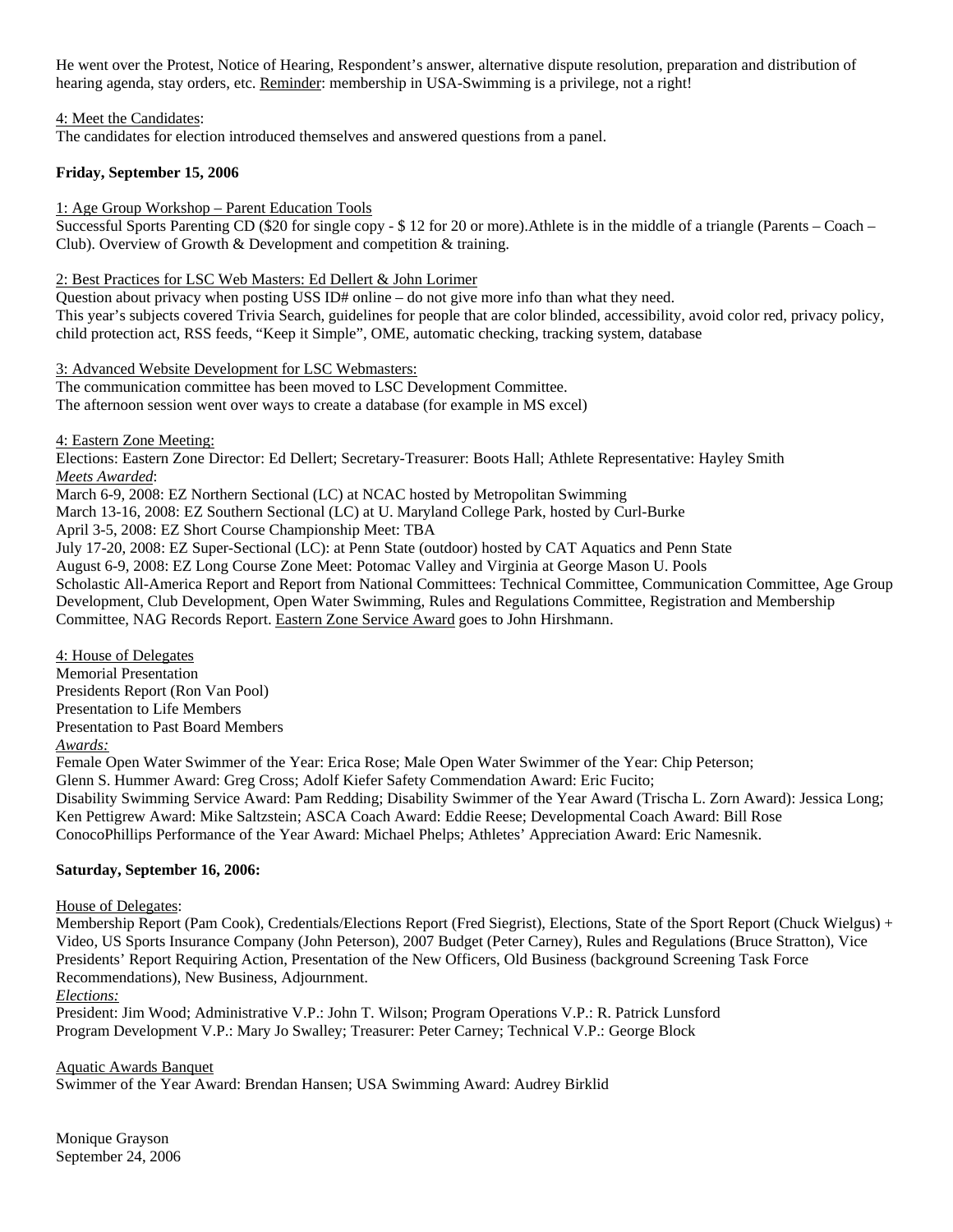He went over the Protest, Notice of Hearing, Respondent's answer, alternative dispute resolution, preparation and distribution of hearing agenda, stay orders, etc. Reminder: membership in USA-Swimming is a privilege, not a right!

4: Meet the Candidates:
The candidates for election introduced themselves and answered questions from a panel.

**Friday, September 15, 2006**

1: Age Group Workshop – Parent Education Tools
Successful Sports Parenting CD ($20 for single copy - $ 12 for 20 or more).Athlete is in the middle of a triangle (Parents – Coach – Club). Overview of Growth & Development and competition & training.

2: Best Practices for LSC Web Masters: Ed Dellert & John Lorimer
Question about privacy when posting USS ID# online – do not give more info than what they need.
This year's subjects covered Trivia Search, guidelines for people that are color blinded, accessibility, avoid color red, privacy policy, child protection act, RSS feeds, "Keep it Simple", OME, automatic checking, tracking system, database

3: Advanced Website Development for LSC Webmasters:
The communication committee has been moved to LSC Development Committee.
The afternoon session went over ways to create a database (for example in MS excel)

4: Eastern Zone Meeting:
Elections: Eastern Zone Director: Ed Dellert; Secretary-Treasurer: Boots Hall; Athlete Representative: Hayley Smith
*Meets Awarded*:
March 6-9, 2008: EZ Northern Sectional (LC) at NCAC hosted by Metropolitan Swimming
March 13-16, 2008: EZ Southern Sectional (LC) at U. Maryland College Park, hosted by Curl-Burke
April 3-5, 2008: EZ Short Course Championship Meet: TBA
July 17-20, 2008: EZ Super-Sectional (LC): at Penn State (outdoor) hosted by CAT Aquatics and Penn State
August 6-9, 2008: EZ Long Course Zone Meet: Potomac Valley and Virginia at George Mason U. Pools
Scholastic All-America Report and Report from National Committees: Technical Committee, Communication Committee, Age Group Development, Club Development, Open Water Swimming, Rules and Regulations Committee, Registration and Membership Committee, NAG Records Report. Eastern Zone Service Award goes to John Hirshmann.

4: House of Delegates
Memorial Presentation
Presidents Report (Ron Van Pool)
Presentation to Life Members
Presentation to Past Board Members
*Awards:*
Female Open Water Swimmer of the Year: Erica Rose; Male Open Water Swimmer of the Year: Chip Peterson;
Glenn S. Hummer Award: Greg Cross; Adolf Kiefer Safety Commendation Award: Eric Fucito;
Disability Swimming Service Award: Pam Redding; Disability Swimmer of the Year Award (Trischa L. Zorn Award): Jessica Long;
Ken Pettigrew Award: Mike Saltzstein; ASCA Coach Award: Eddie Reese; Developmental Coach Award: Bill Rose
ConocoPhillips Performance of the Year Award: Michael Phelps; Athletes' Appreciation Award: Eric Namesnik.

**Saturday, September 16, 2006:**

House of Delegates:
Membership Report (Pam Cook), Credentials/Elections Report (Fred Siegrist), Elections, State of the Sport Report (Chuck Wielgus) + Video, US Sports Insurance Company (John Peterson), 2007 Budget (Peter Carney), Rules and Regulations (Bruce Stratton), Vice Presidents' Report Requiring Action, Presentation of the New Officers, Old Business (background Screening Task Force Recommendations), New Business, Adjournment.
*Elections:*
President: Jim Wood; Administrative V.P.: John T. Wilson; Program Operations V.P.: R. Patrick Lunsford
Program Development V.P.: Mary Jo Swalley; Treasurer: Peter Carney; Technical V.P.: George Block

Aquatic Awards Banquet
Swimmer of the Year Award: Brendan Hansen; USA Swimming Award: Audrey Birklid

Monique Grayson
September 24, 2006